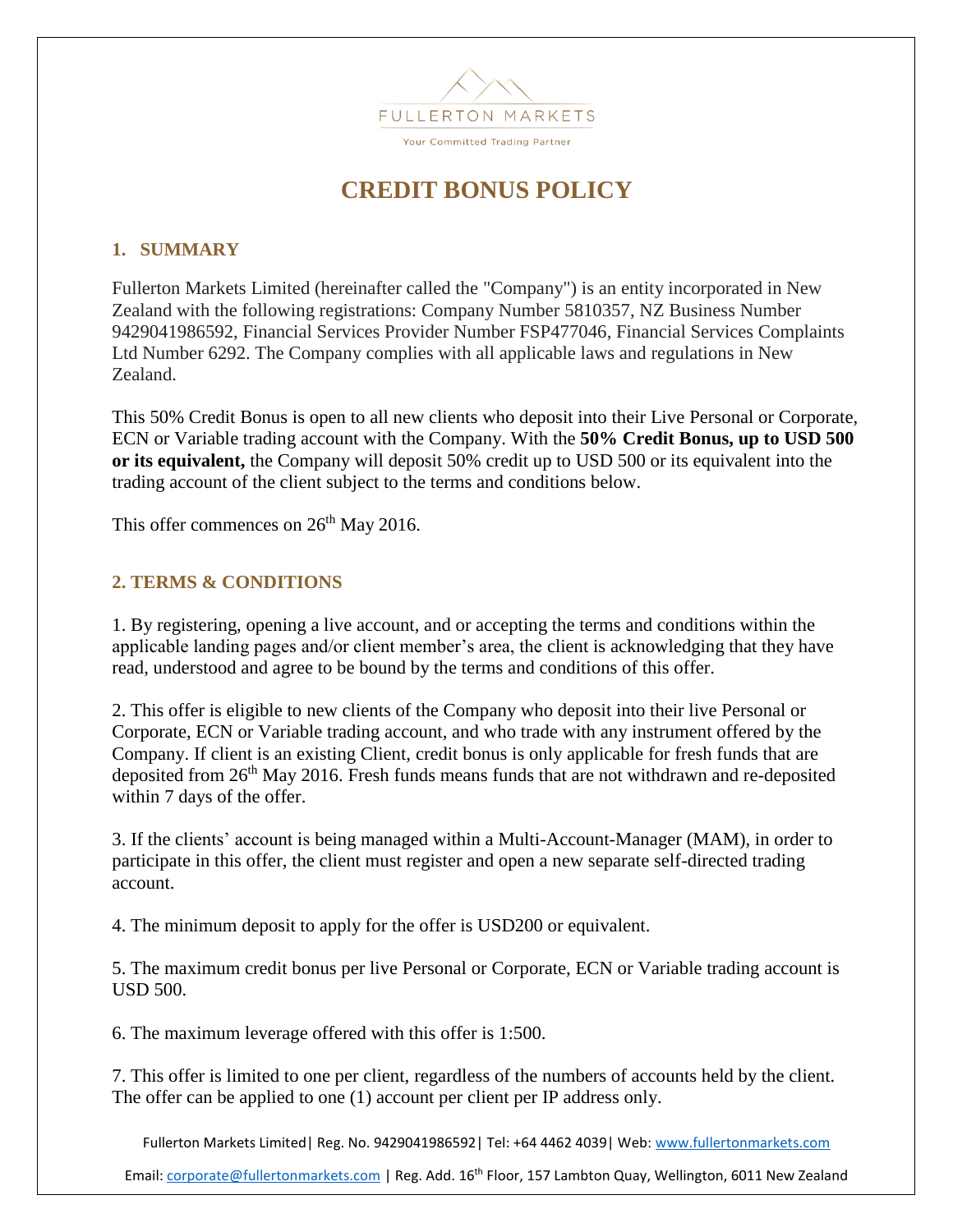FULLERTON MARKETS

Your Committed Trading Partner

# CREDIT BONUS POLICY

## 1. SUMMARY

Fullerton Markets Limited (hereinafter called the "Company") is an entity incorporated in New Zealand with the following registrations: Company Number 5810357, NZ Business Number 9429041986592, Financial Services Provider Number FSP477046, Financial Services Complaints Ltd Number 6292. The Company complies with all applicable laws and regulations in New Zealand.

This 50% Credit Bonus is open to all new clients who deposit into their Live Personal or Corporate, ECN or Variable trading account with the Company. With the **50% Credit Bonus, up to USD 500 or its equivalent,** the Company will deposit 50% credit up to USD 500 or its equivalent into the trading account of the client subject to the terms and conditions below.

This offer commences on 26th May 2016.

## 2. TERMS & CONDITIONS

1. By registering, opening a live account, and or accepting the terms and conditions within the applicable landing pages and/or client member's area, the client is acknowledging that they have read, understood and agree to be bound by the terms and conditions of this offer.

2. This offer is eligible to new clients of the Company who deposit into their live Personal or Corporate, ECN or Variable trading account, and who trade with any instrument offered by the Company. If client is an existing Client, credit bonus is only applicable for fresh funds that are deposited from 26th May 2016. Fresh funds means funds that are not withdrawn and re-deposited within 7 days of the offer.

3. If the clients' account is being managed within a Multi-Account-Manager (MAM), in order to participate in this offer, the client must register and open a new separate self-directed trading account.

4. The minimum deposit to apply for the offer is USD200 or equivalent.

5. The maximum credit bonus per live Personal or Corporate, ECN or Variable trading account is USD 500.

6. The maximum leverage offered with this offer is 1:500.

7. This offer is limited to one per client, regardless of the numbers of accounts held by the client. The offer can be applied to one (1) account per client per IP address only.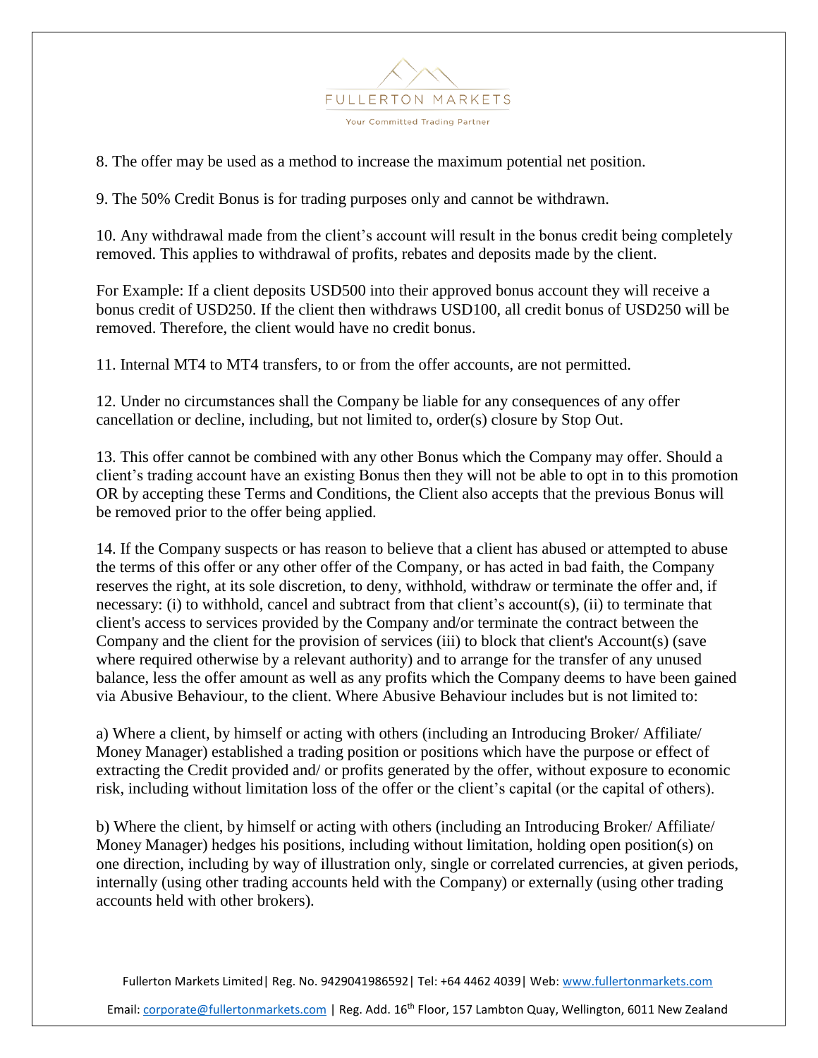8. The offer may be used as a method to increase the maximum potential net position.

9. The 50% Credit Bonus is for trading purposes only and cannot be withdrawn.

10. Any withdrawal made from the client's account will result in the bonus credit being completely removed. This applies to withdrawal of profits, rebates and deposits made by the client.

For Example: If a client deposits USD500 into their approved bonus account they will receive a bonus credit of USD250. If the client then withdraws USD100, all credit bonus of USD250 will be removed. Therefore, the client would have no credit bonus.

11. Internal MT4 to MT4 transfers, to or from the offer accounts, are not permitted.

12. Under no circumstances shall the Company be liable for any consequences of any offer cancellation or decline, including, but not limited to, order(s) closure by Stop Out.

13. This offer cannot be combined with any other Bonus which the Company may offer. Should a client's trading account have an existing Bonus then they will not be able to opt in to this promotion OR by accepting these Terms and Conditions, the Client also accepts that the previous Bonus will be removed prior to the offer being applied.

14. If the Company suspects or has reason to believe that a client has abused or attempted to abuse the terms of this offer or any other offer of the Company, or has acted in bad faith, the Company reserves the right, at its sole discretion, to deny, withhold, withdraw or terminate the offer and, if necessary: (i) to withhold, cancel and subtract from that client's account(s), (ii) to terminate that client's access to services provided by the Company and/or terminate the contract between the Company and the client for the provision of services (iii) to block that client's Account(s) (save where required otherwise by a relevant authority) and to arrange for the transfer of any unused balance, less the offer amount as well as any profits which the Company deems to have been gained via Abusive Behaviour, to the client. Where Abusive Behaviour includes but is not limited to:

a) Where a client, by himself or acting with others (including an Introducing Broker/ Affiliate/ Money Manager) established a trading position or positions which have the purpose or effect of extracting the Credit provided and/ or profits generated by the offer, without exposure to economic risk, including without limitation loss of the offer or the client's capital (or the capital of others).

b) Where the client, by himself or acting with others (including an Introducing Broker/ Affiliate/ Money Manager) hedges his positions, including without limitation, holding open position(s) on one direction, including by way of illustration only, single or correlated currencies, at given periods, internally (using other trading accounts held with the Company) or externally (using other trading accounts held with other brokers).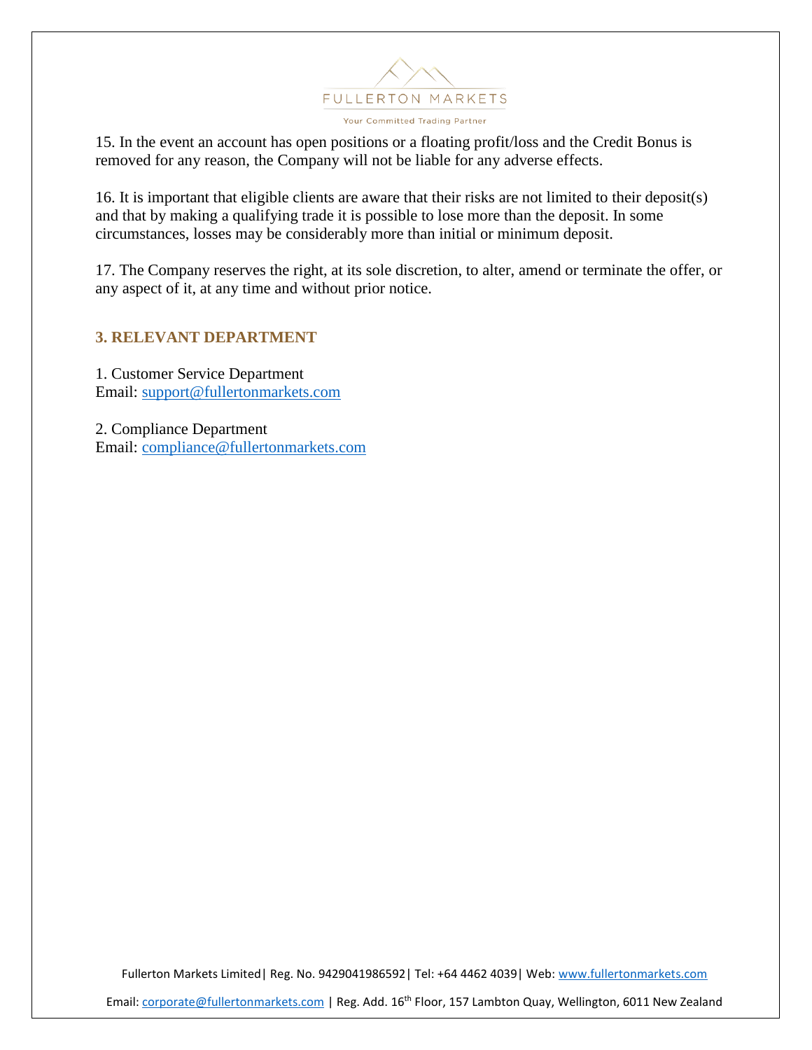15. In the event an account has open positions or a floating profit/loss and the Credit Bonus is removed for any reason, the Company will not be liable for any adverse effects.

16. It is important that eligible clients are aware that their risks are not limited to their deposit(s) and that by making a qualifying trade it is possible to lose more than the deposit. In some circumstances, losses may be considerably more than initial or minimum deposit.

17. The Company reserves the right, at its sole discretion, to alter, amend or terminate the offer, or any aspect of it, at any time and without prior notice.

## 3. RELEVANT DEPARTMENT

1. Customer Service Department
Email: support@fullertonmarkets.com

2. Compliance Department
Email: compliance@fullertonmarkets.com